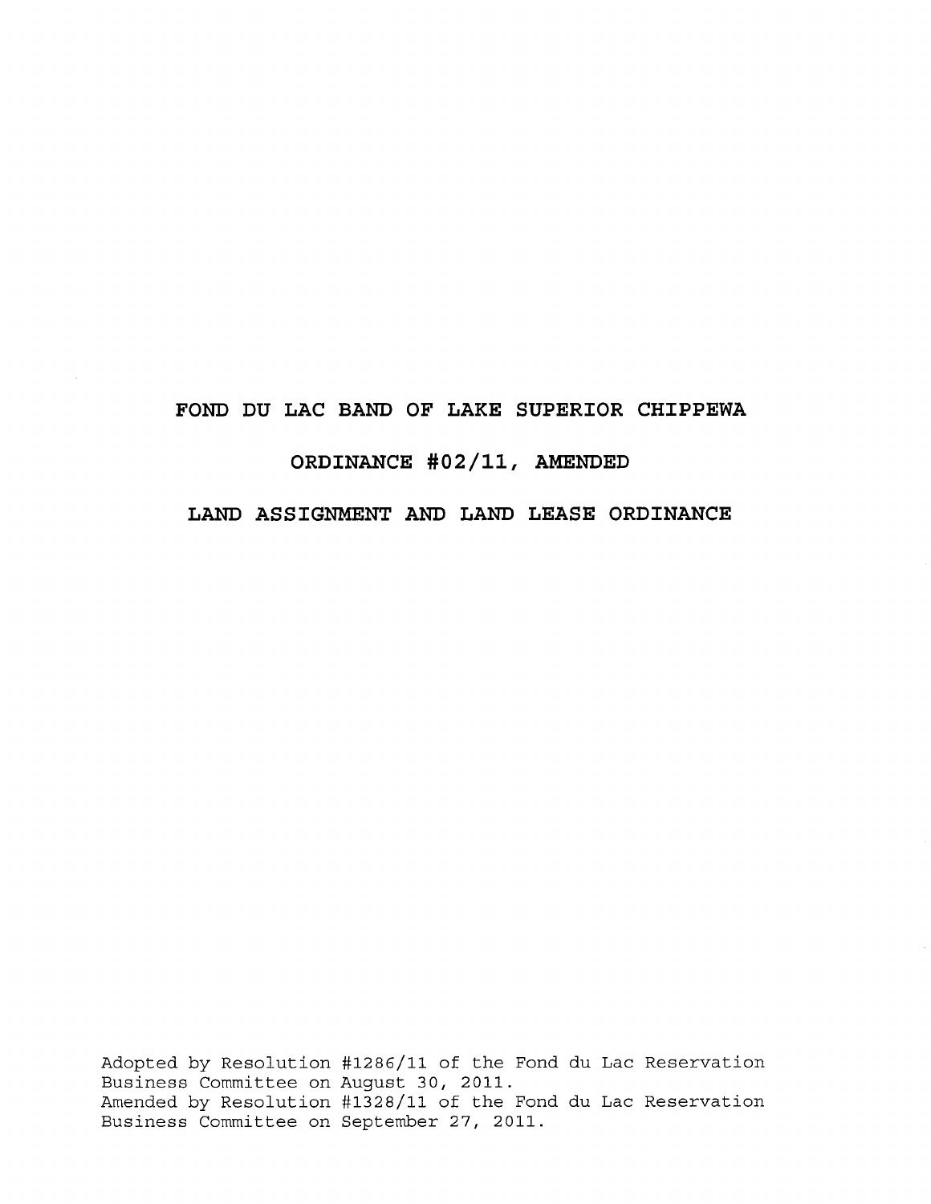# FOND DU LAC BAND OF LAKE SUPERIOR CHIPPEWA

## ORDINANCE #02/11, AMENDED

## LAND ASSIGNMENT AND LAND LEASE ORDINANCE

Adopted by Resolution #1286/11 of the Fond du Lac Reservation Business Committee on August 30, 2011.
Amended by Resolution #1328/11 of the Fond du Lac Reservation Business Committee on September 27, 2011.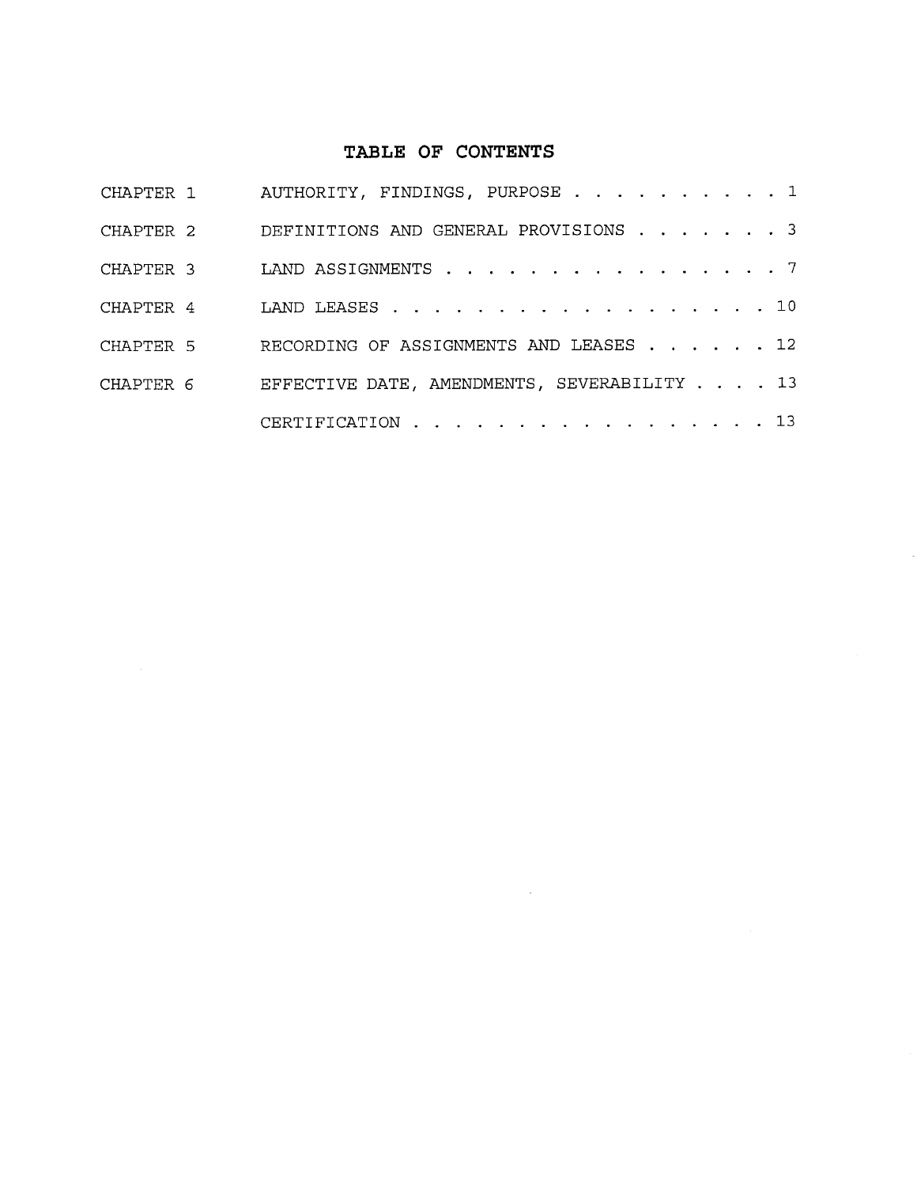# TABLE OF CONTENTS

| | | |
|---|---|---|
| CHAPTER 1 | AUTHORITY, FINDINGS, PURPOSE | 1 |
| CHAPTER 2 | DEFINITIONS AND GENERAL PROVISIONS | 3 |
| CHAPTER 3 | LAND ASSIGNMENTS | 7 |
| CHAPTER 4 | LAND LEASES | 10 |
| CHAPTER 5 | RECORDING OF ASSIGNMENTS AND LEASES | 12 |
| CHAPTER 6 | EFFECTIVE DATE, AMENDMENTS, SEVERABILITY | 13 |
| | CERTIFICATION | 13 |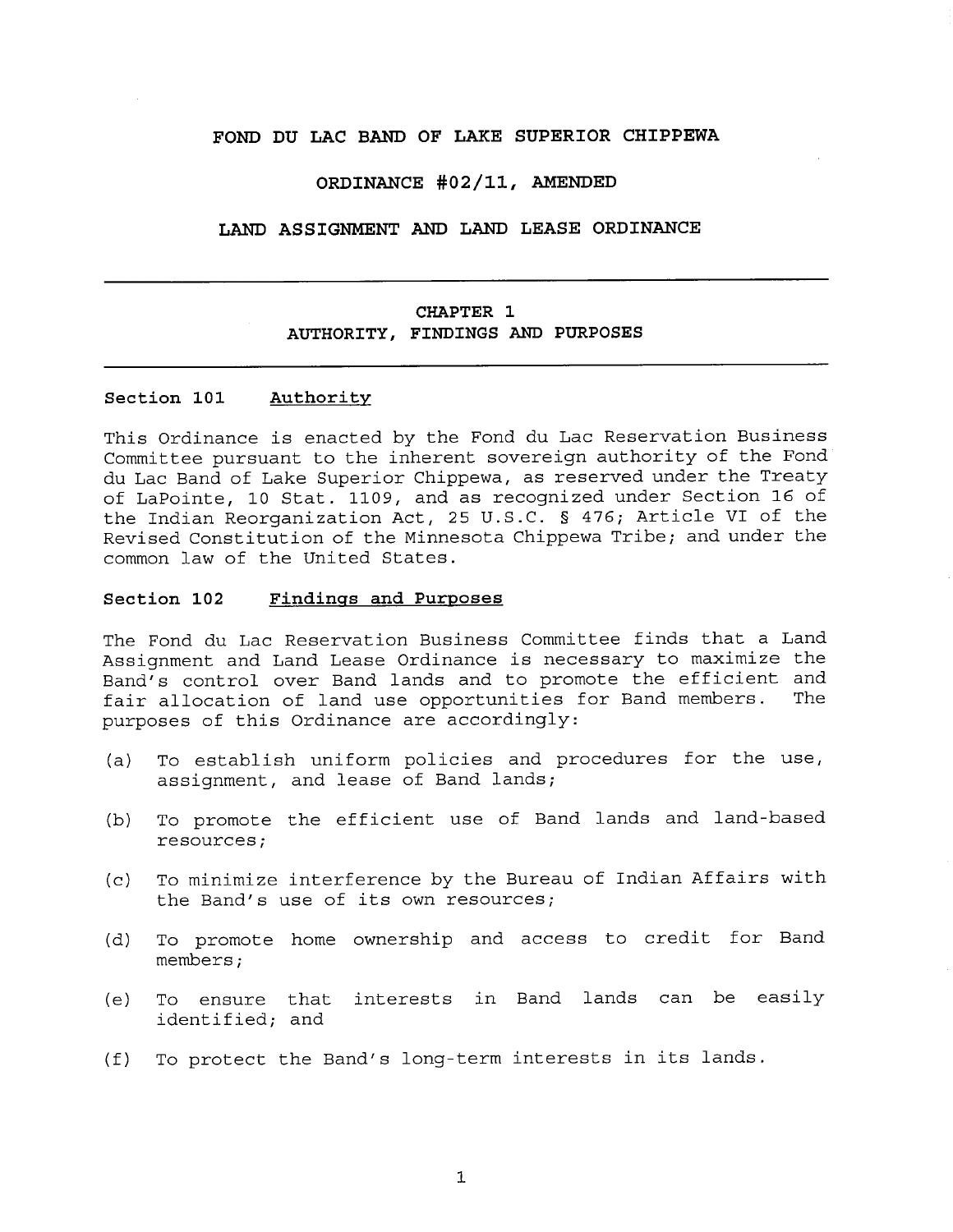# FOND DU LAC BAND OF LAKE SUPERIOR CHIPPEWA

## ORDINANCE #02/11, AMENDED

## LAND ASSIGNMENT AND LAND LEASE ORDINANCE

---

## CHAPTER 1
## AUTHORITY, FINDINGS AND PURPOSES

---

### Section 101 Authority

This Ordinance is enacted by the Fond du Lac Reservation Business Committee pursuant to the inherent sovereign authority of the Fond du Lac Band of Lake Superior Chippewa, as reserved under the Treaty of LaPointe, 10 Stat. 1109, and as recognized under Section 16 of the Indian Reorganization Act, 25 U.S.C. § 476; Article VI of the Revised Constitution of the Minnesota Chippewa Tribe; and under the common law of the United States.

### Section 102 Findings and Purposes

The Fond du Lac Reservation Business Committee finds that a Land Assignment and Land Lease Ordinance is necessary to maximize the Band's control over Band lands and to promote the efficient and fair allocation of land use opportunities for Band members. The purposes of this Ordinance are accordingly:

(a) To establish uniform policies and procedures for the use, assignment, and lease of Band lands;

(b) To promote the efficient use of Band lands and land-based resources;

(c) To minimize interference by the Bureau of Indian Affairs with the Band's use of its own resources;

(d) To promote home ownership and access to credit for Band members;

(e) To ensure that interests in Band lands can be easily identified; and

(f) To protect the Band's long-term interests in its lands.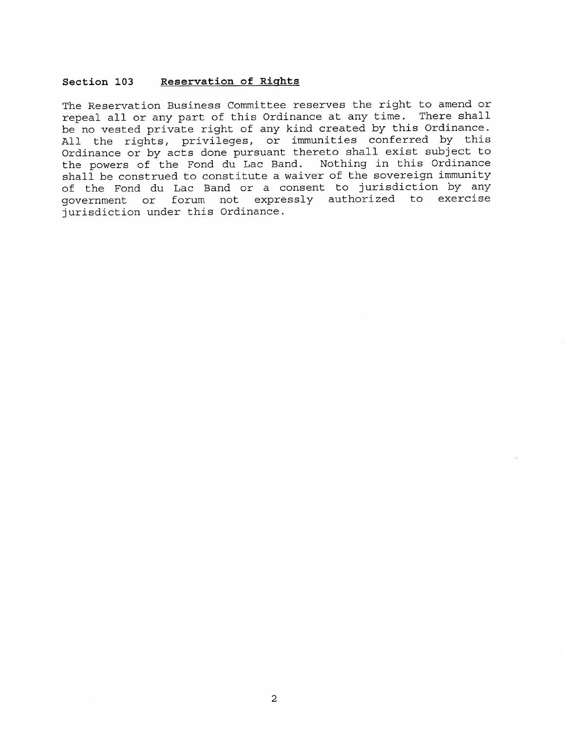### Section 103 Reservation of Rights

The Reservation Business Committee reserves the right to amend or repeal all or any part of this Ordinance at any time. There shall be no vested private right of any kind created by this Ordinance. All the rights, privileges, or immunities conferred by this Ordinance or by acts done pursuant thereto shall exist subject to the powers of the Fond du Lac Band. Nothing in this Ordinance shall be construed to constitute a waiver of the sovereign immunity of the Fond du Lac Band or a consent to jurisdiction by any government or forum not expressly authorized to exercise jurisdiction under this Ordinance.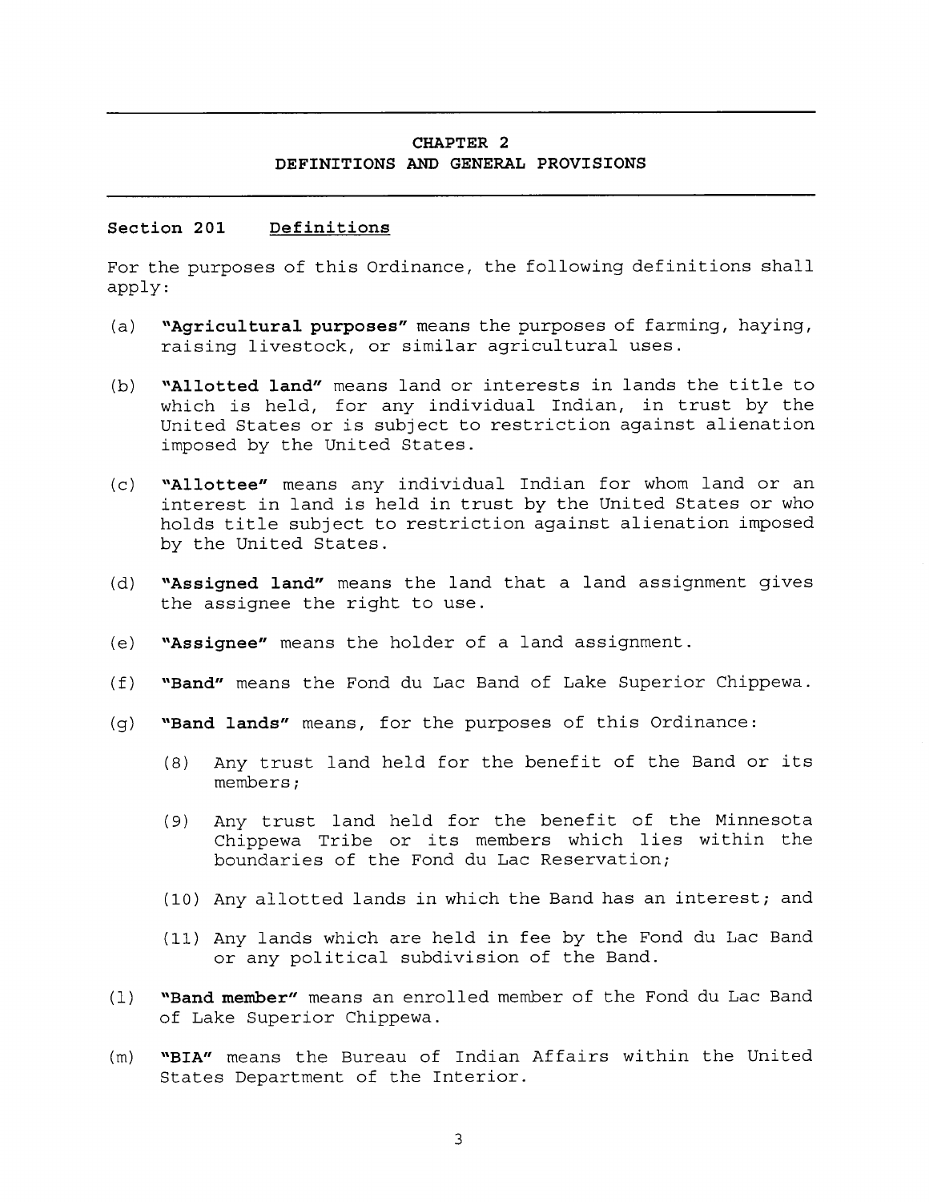# CHAPTER 2
## DEFINITIONS AND GENERAL PROVISIONS

### Section 201 Definitions

For the purposes of this Ordinance, the following definitions shall apply:

(a) **"Agricultural purposes"** means the purposes of farming, haying, raising livestock, or similar agricultural uses.

(b) **"Allotted land"** means land or interests in lands the title to which is held, for any individual Indian, in trust by the United States or is subject to restriction against alienation imposed by the United States.

(c) **"Allottee"** means any individual Indian for whom land or an interest in land is held in trust by the United States or who holds title subject to restriction against alienation imposed by the United States.

(d) **"Assigned land"** means the land that a land assignment gives the assignee the right to use.

(e) **"Assignee"** means the holder of a land assignment.

(f) **"Band"** means the Fond du Lac Band of Lake Superior Chippewa.

(g) **"Band lands"** means, for the purposes of this Ordinance:

   (8) Any trust land held for the benefit of the Band or its members;

   (9) Any trust land held for the benefit of the Minnesota Chippewa Tribe or its members which lies within the boundaries of the Fond du Lac Reservation;

   (10) Any allotted lands in which the Band has an interest; and

   (11) Any lands which are held in fee by the Fond du Lac Band or any political subdivision of the Band.

(l) **"Band member"** means an enrolled member of the Fond du Lac Band of Lake Superior Chippewa.

(m) **"BIA"** means the Bureau of Indian Affairs within the United States Department of the Interior.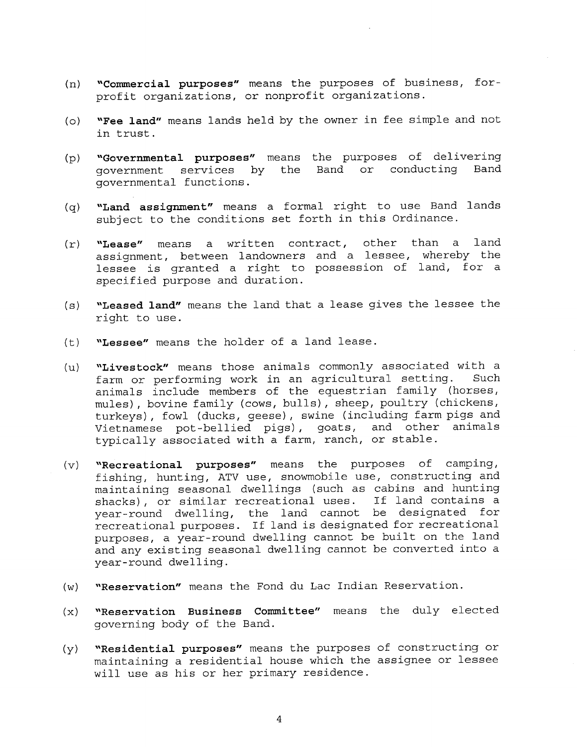(n) **"Commercial purposes"** means the purposes of business, for-profit organizations, or nonprofit organizations.

(o) **"Fee land"** means lands held by the owner in fee simple and not in trust.

(p) **"Governmental purposes"** means the purposes of delivering government services by the Band or conducting Band governmental functions.

(q) **"Land assignment"** means a formal right to use Band lands subject to the conditions set forth in this Ordinance.

(r) **"Lease"** means a written contract, other than a land assignment, between landowners and a lessee, whereby the lessee is granted a right to possession of land, for a specified purpose and duration.

(s) **"Leased land"** means the land that a lease gives the lessee the right to use.

(t) **"Lessee"** means the holder of a land lease.

(u) **"Livestock"** means those animals commonly associated with a farm or performing work in an agricultural setting. Such animals include members of the equestrian family (horses, mules), bovine family (cows, bulls), sheep, poultry (chickens, turkeys), fowl (ducks, geese), swine (including farm pigs and Vietnamese pot-bellied pigs), goats, and other animals typically associated with a farm, ranch, or stable.

(v) **"Recreational purposes"** means the purposes of camping, fishing, hunting, ATV use, snowmobile use, constructing and maintaining seasonal dwellings (such as cabins and hunting shacks), or similar recreational uses. If land contains a year-round dwelling, the land cannot be designated for recreational purposes. If land is designated for recreational purposes, a year-round dwelling cannot be built on the land and any existing seasonal dwelling cannot be converted into a year-round dwelling.

(w) **"Reservation"** means the Fond du Lac Indian Reservation.

(x) **"Reservation Business Committee"** means the duly elected governing body of the Band.

(y) **"Residential purposes"** means the purposes of constructing or maintaining a residential house which the assignee or lessee will use as his or her primary residence.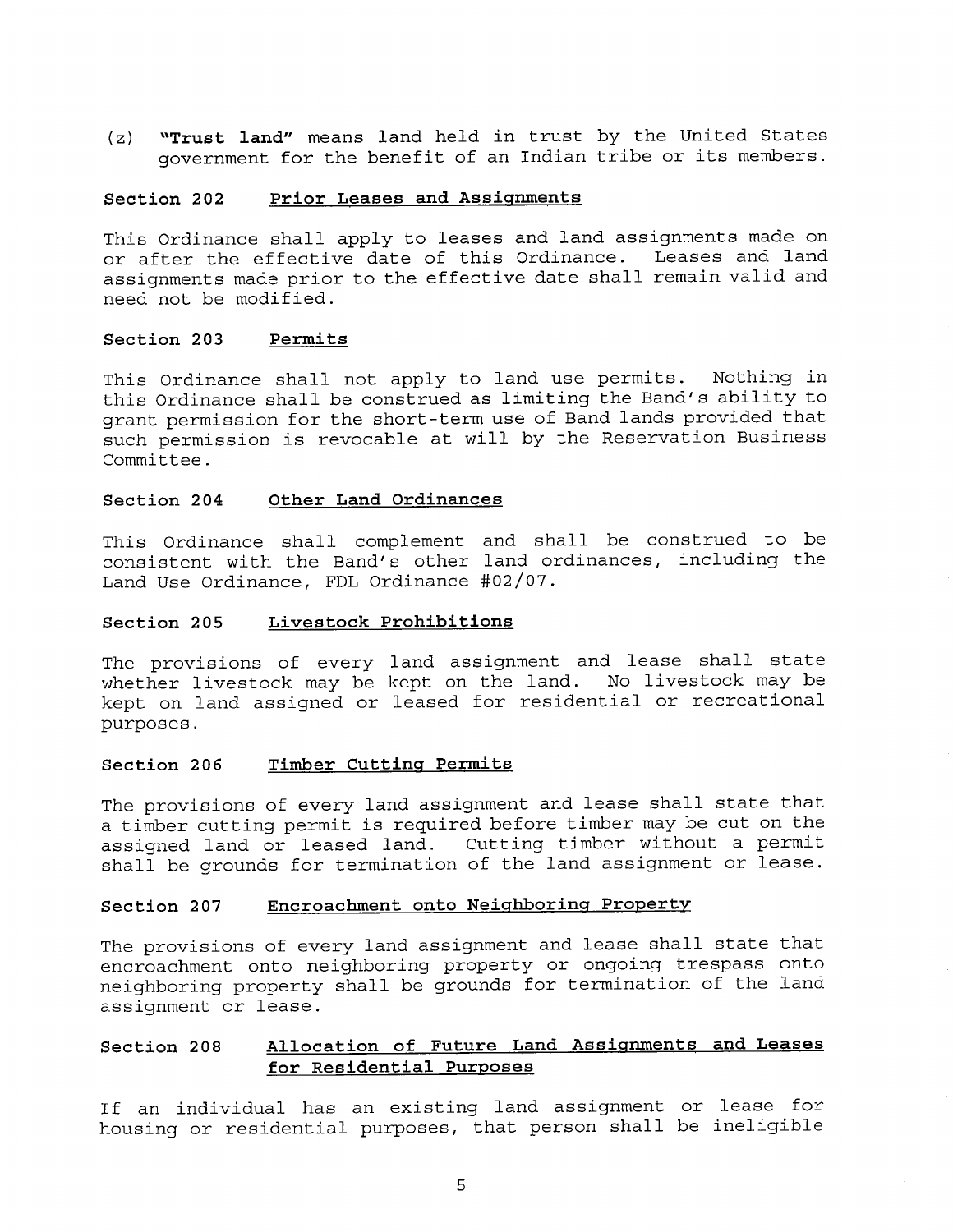(z) **"Trust land"** means land held in trust by the United States government for the benefit of an Indian tribe or its members.

### Section 202 Prior Leases and Assignments

This Ordinance shall apply to leases and land assignments made on or after the effective date of this Ordinance. Leases and land assignments made prior to the effective date shall remain valid and need not be modified.

### Section 203 Permits

This Ordinance shall not apply to land use permits. Nothing in this Ordinance shall be construed as limiting the Band's ability to grant permission for the short-term use of Band lands provided that such permission is revocable at will by the Reservation Business Committee.

### Section 204 Other Land Ordinances

This Ordinance shall complement and shall be construed to be consistent with the Band's other land ordinances, including the Land Use Ordinance, FDL Ordinance #02/07.

### Section 205 Livestock Prohibitions

The provisions of every land assignment and lease shall state whether livestock may be kept on the land. No livestock may be kept on land assigned or leased for residential or recreational purposes.

### Section 206 Timber Cutting Permits

The provisions of every land assignment and lease shall state that a timber cutting permit is required before timber may be cut on the assigned land or leased land. Cutting timber without a permit shall be grounds for termination of the land assignment or lease.

### Section 207 Encroachment onto Neighboring Property

The provisions of every land assignment and lease shall state that encroachment onto neighboring property or ongoing trespass onto neighboring property shall be grounds for termination of the land assignment or lease.

### Section 208 Allocation of Future Land Assignments and Leases for Residential Purposes

If an individual has an existing land assignment or lease for housing or residential purposes, that person shall be ineligible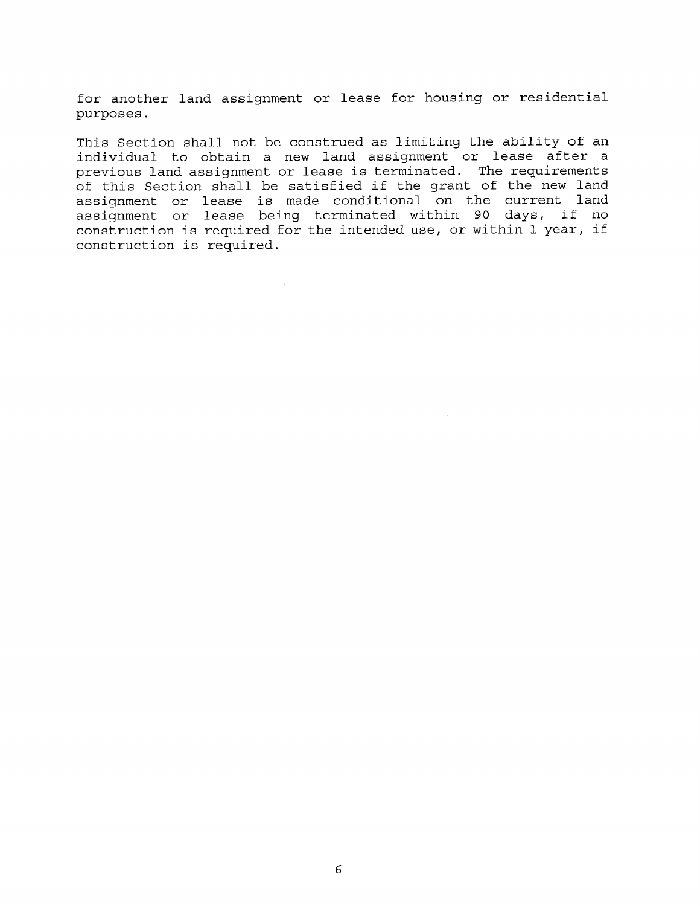for another land assignment or lease for housing or residential purposes.

This Section shall not be construed as limiting the ability of an individual to obtain a new land assignment or lease after a previous land assignment or lease is terminated. The requirements of this Section shall be satisfied if the grant of the new land assignment or lease is made conditional on the current land assignment or lease being terminated within 90 days, if no construction is required for the intended use, or within 1 year, if construction is required.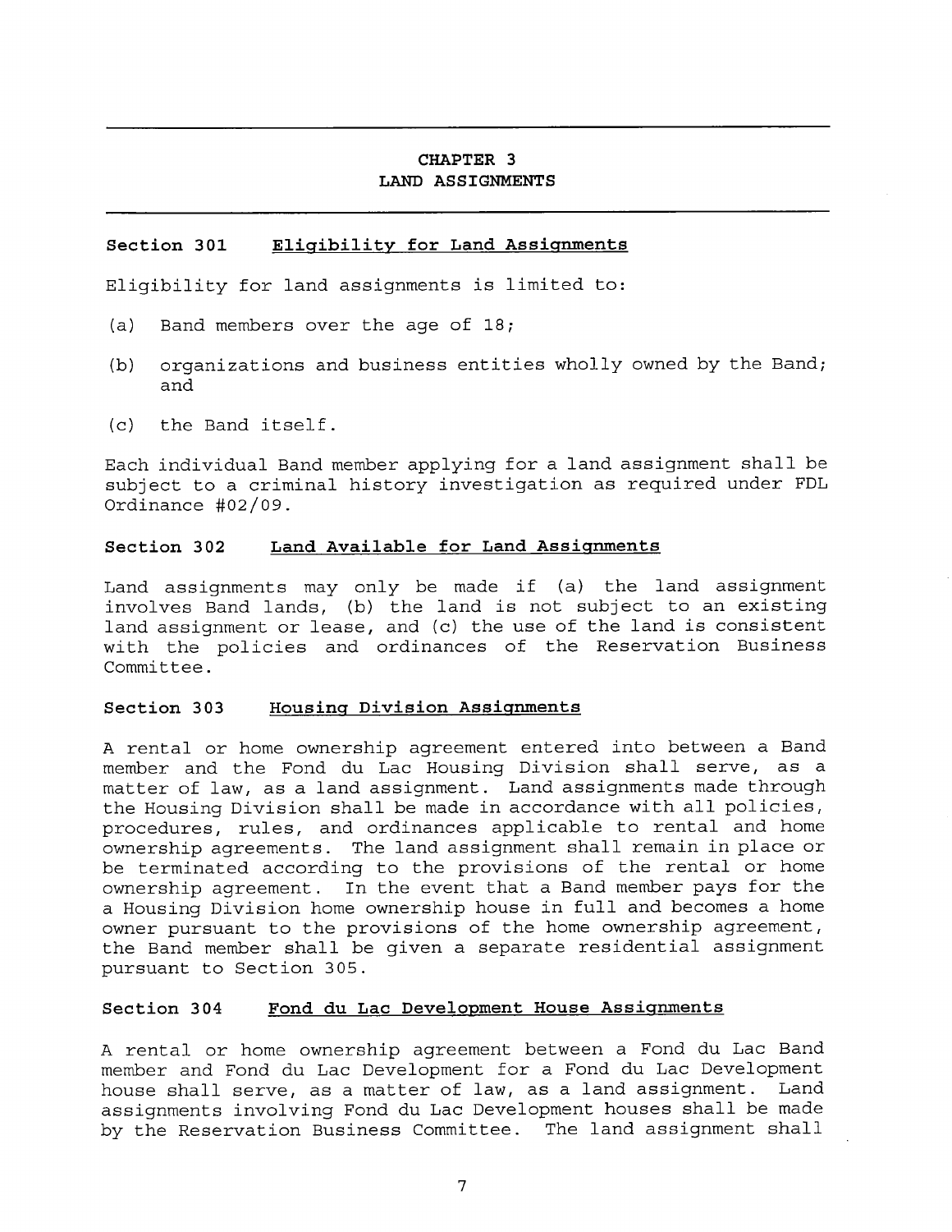## CHAPTER 3
## LAND ASSIGNMENTS

### Section 301 Eligibility for Land Assignments

Eligibility for land assignments is limited to:

(a) Band members over the age of 18;

(b) organizations and business entities wholly owned by the Band; and

(c) the Band itself.

Each individual Band member applying for a land assignment shall be subject to a criminal history investigation as required under FDL Ordinance #02/09.

### Section 302 Land Available for Land Assignments

Land assignments may only be made if (a) the land assignment involves Band lands, (b) the land is not subject to an existing land assignment or lease, and (c) the use of the land is consistent with the policies and ordinances of the Reservation Business Committee.

### Section 303 Housing Division Assignments

A rental or home ownership agreement entered into between a Band member and the Fond du Lac Housing Division shall serve, as a matter of law, as a land assignment. Land assignments made through the Housing Division shall be made in accordance with all policies, procedures, rules, and ordinances applicable to rental and home ownership agreements. The land assignment shall remain in place or be terminated according to the provisions of the rental or home ownership agreement. In the event that a Band member pays for the a Housing Division home ownership house in full and becomes a home owner pursuant to the provisions of the home ownership agreement, the Band member shall be given a separate residential assignment pursuant to Section 305.

### Section 304 Fond du Lac Development House Assignments

A rental or home ownership agreement between a Fond du Lac Band member and Fond du Lac Development for a Fond du Lac Development house shall serve, as a matter of law, as a land assignment. Land assignments involving Fond du Lac Development houses shall be made by the Reservation Business Committee. The land assignment shall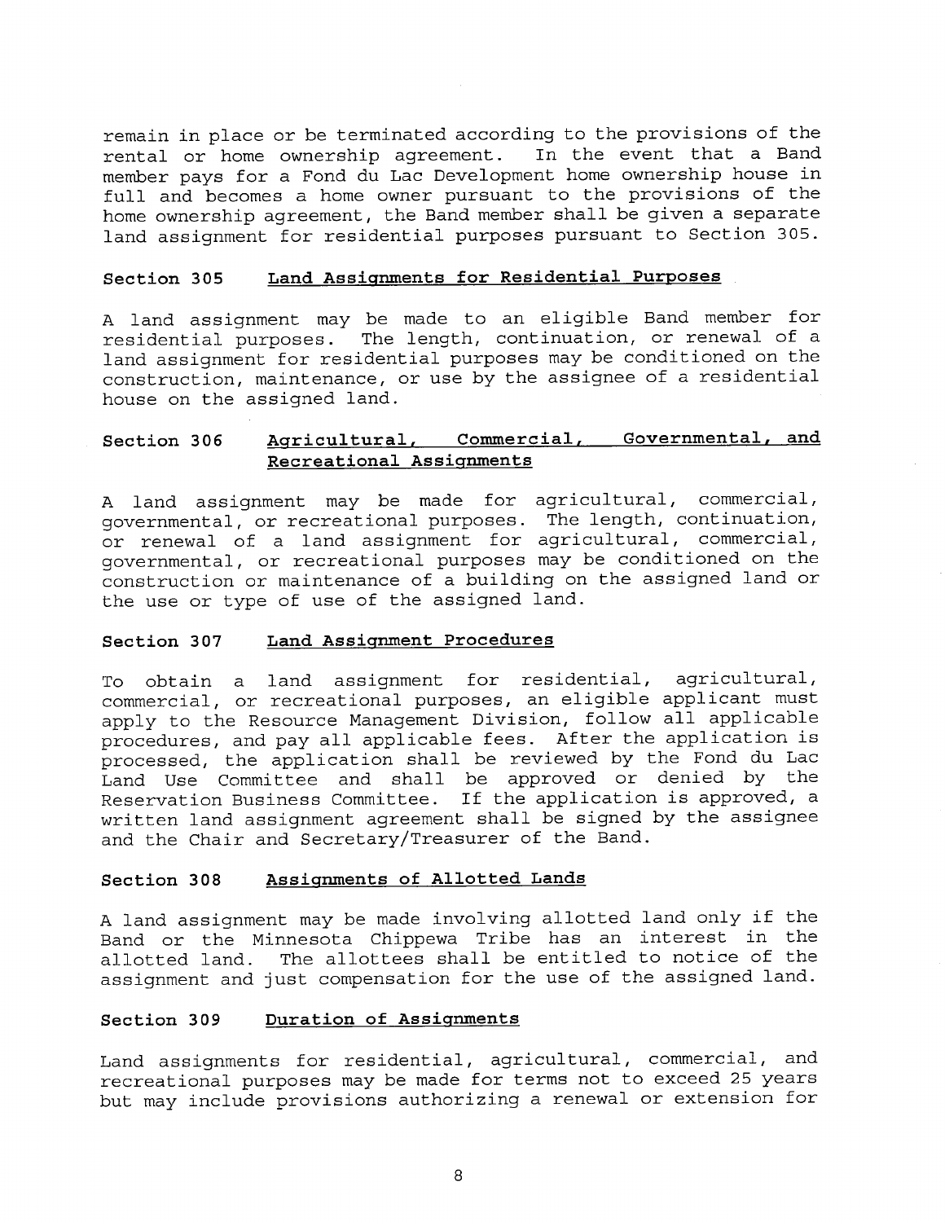remain in place or be terminated according to the provisions of the rental or home ownership agreement. In the event that a Band member pays for a Fond du Lac Development home ownership house in full and becomes a home owner pursuant to the provisions of the home ownership agreement, the Band member shall be given a separate land assignment for residential purposes pursuant to Section 305.

### Section 305 Land Assignments for Residential Purposes

A land assignment may be made to an eligible Band member for residential purposes. The length, continuation, or renewal of a land assignment for residential purposes may be conditioned on the construction, maintenance, or use by the assignee of a residential house on the assigned land.

### Section 306 Agricultural, Commercial, Governmental, and Recreational Assignments

A land assignment may be made for agricultural, commercial, governmental, or recreational purposes. The length, continuation, or renewal of a land assignment for agricultural, commercial, governmental, or recreational purposes may be conditioned on the construction or maintenance of a building on the assigned land or the use or type of use of the assigned land.

### Section 307 Land Assignment Procedures

To obtain a land assignment for residential, agricultural, commercial, or recreational purposes, an eligible applicant must apply to the Resource Management Division, follow all applicable procedures, and pay all applicable fees. After the application is processed, the application shall be reviewed by the Fond du Lac Land Use Committee and shall be approved or denied by the Reservation Business Committee. If the application is approved, a written land assignment agreement shall be signed by the assignee and the Chair and Secretary/Treasurer of the Band.

### Section 308 Assignments of Allotted Lands

A land assignment may be made involving allotted land only if the Band or the Minnesota Chippewa Tribe has an interest in the allotted land. The allottees shall be entitled to notice of the assignment and just compensation for the use of the assigned land.

### Section 309 Duration of Assignments

Land assignments for residential, agricultural, commercial, and recreational purposes may be made for terms not to exceed 25 years but may include provisions authorizing a renewal or extension for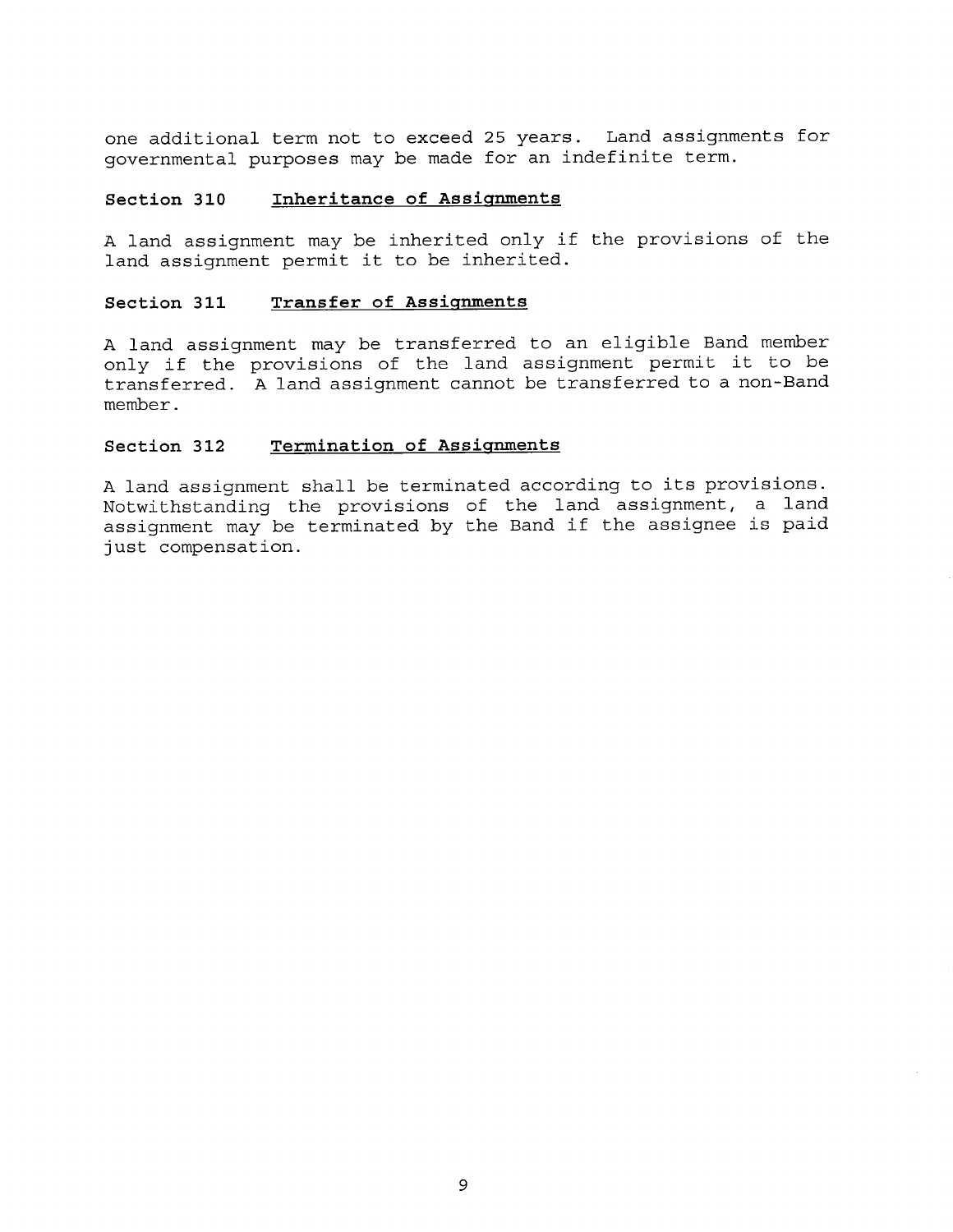one additional term not to exceed 25 years. Land assignments for governmental purposes may be made for an indefinite term.

### Section 310 Inheritance of Assignments

A land assignment may be inherited only if the provisions of the land assignment permit it to be inherited.

### Section 311 Transfer of Assignments

A land assignment may be transferred to an eligible Band member only if the provisions of the land assignment permit it to be transferred. A land assignment cannot be transferred to a non-Band member.

### Section 312 Termination of Assignments

A land assignment shall be terminated according to its provisions. Notwithstanding the provisions of the land assignment, a land assignment may be terminated by the Band if the assignee is paid just compensation.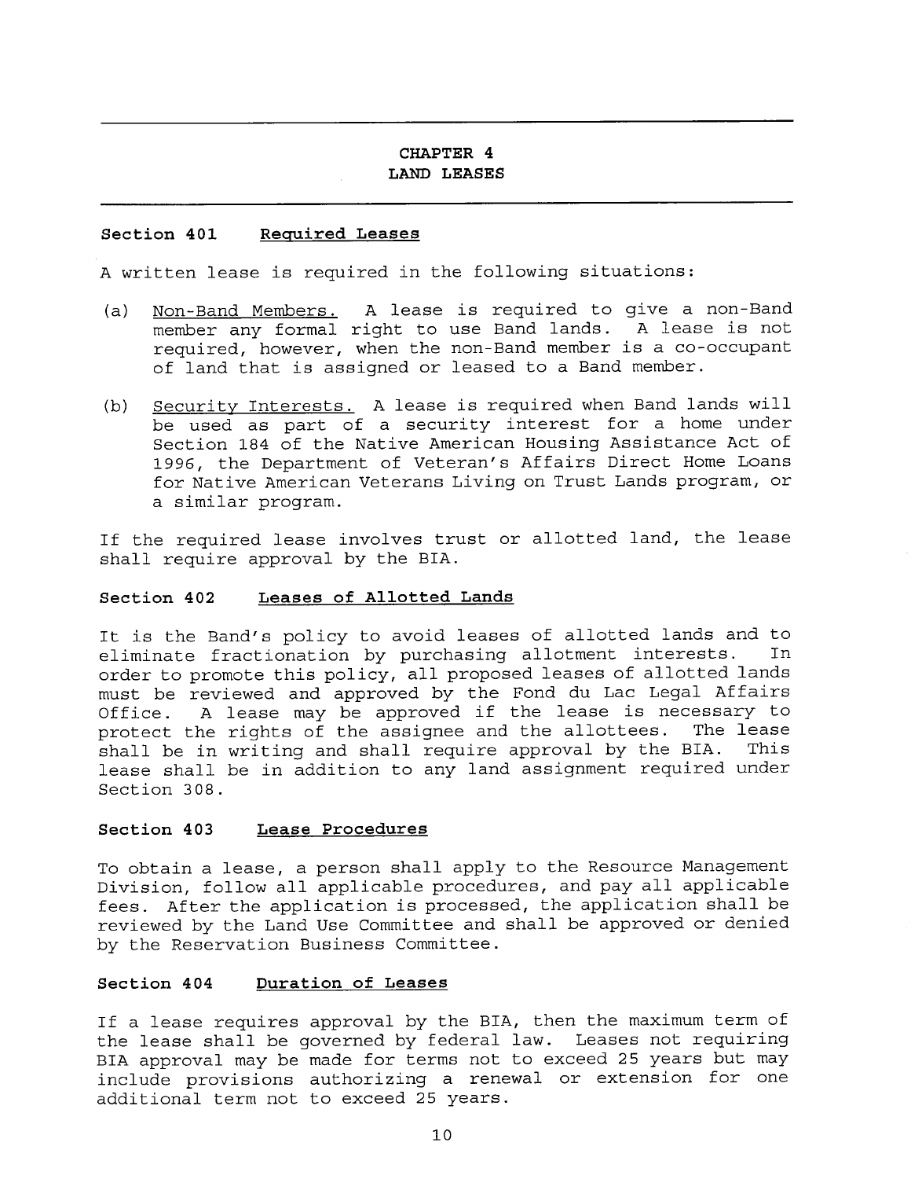# CHAPTER 4
# LAND LEASES

### Section 401 Required Leases

A written lease is required in the following situations:

(a) Non-Band Members. A lease is required to give a non-Band member any formal right to use Band lands. A lease is not required, however, when the non-Band member is a co-occupant of land that is assigned or leased to a Band member.

(b) Security Interests. A lease is required when Band lands will be used as part of a security interest for a home under Section 184 of the Native American Housing Assistance Act of 1996, the Department of Veteran's Affairs Direct Home Loans for Native American Veterans Living on Trust Lands program, or a similar program.

If the required lease involves trust or allotted land, the lease shall require approval by the BIA.

### Section 402 Leases of Allotted Lands

It is the Band's policy to avoid leases of allotted lands and to eliminate fractionation by purchasing allotment interests. In order to promote this policy, all proposed leases of allotted lands must be reviewed and approved by the Fond du Lac Legal Affairs Office. A lease may be approved if the lease is necessary to protect the rights of the assignee and the allottees. The lease shall be in writing and shall require approval by the BIA. This lease shall be in addition to any land assignment required under Section 308.

### Section 403 Lease Procedures

To obtain a lease, a person shall apply to the Resource Management Division, follow all applicable procedures, and pay all applicable fees. After the application is processed, the application shall be reviewed by the Land Use Committee and shall be approved or denied by the Reservation Business Committee.

### Section 404 Duration of Leases

If a lease requires approval by the BIA, then the maximum term of the lease shall be governed by federal law. Leases not requiring BIA approval may be made for terms not to exceed 25 years but may include provisions authorizing a renewal or extension for one additional term not to exceed 25 years.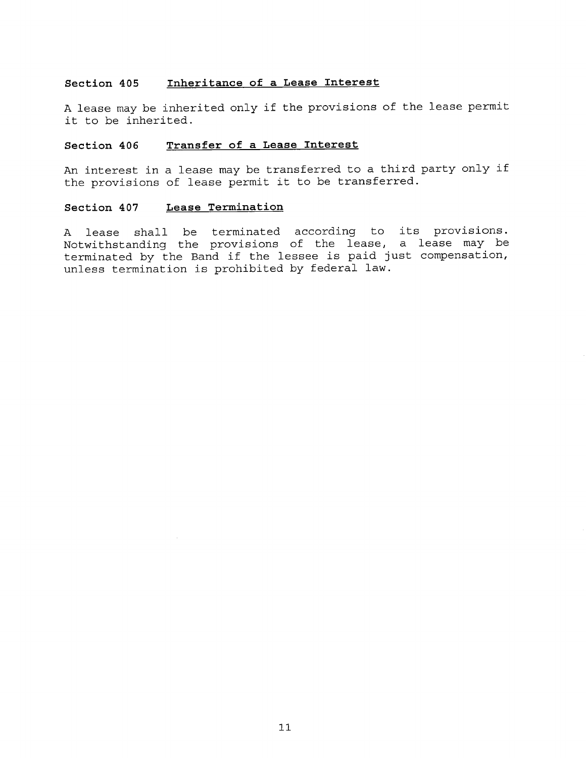### Section 405 Inheritance of a Lease Interest

A lease may be inherited only if the provisions of the lease permit it to be inherited.

### Section 406 Transfer of a Lease Interest

An interest in a lease may be transferred to a third party only if the provisions of lease permit it to be transferred.

### Section 407 Lease Termination

A lease shall be terminated according to its provisions. Notwithstanding the provisions of the lease, a lease may be terminated by the Band if the lessee is paid just compensation, unless termination is prohibited by federal law.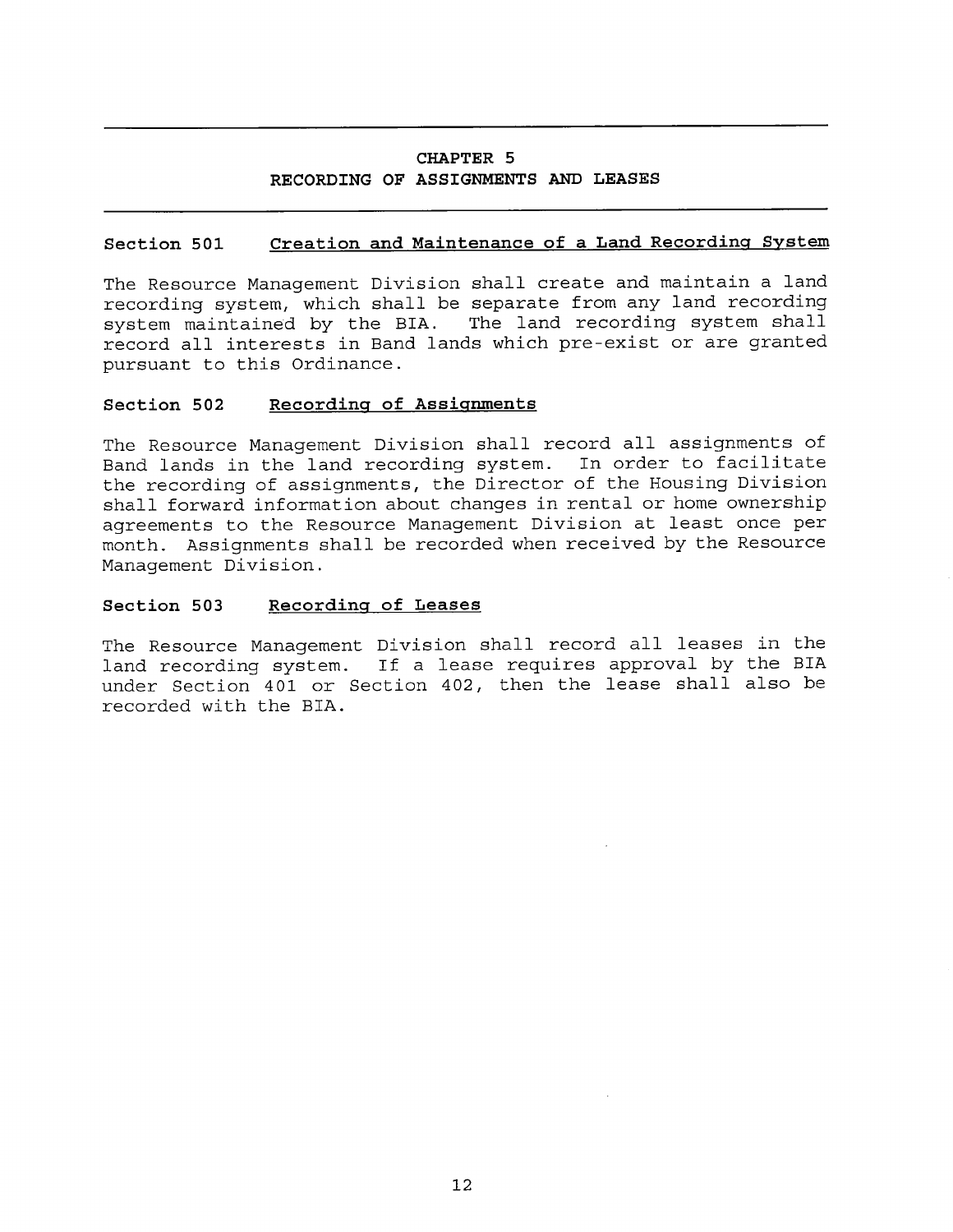# CHAPTER 5
# RECORDING OF ASSIGNMENTS AND LEASES

## Section 501 Creation and Maintenance of a Land Recording System

The Resource Management Division shall create and maintain a land recording system, which shall be separate from any land recording system maintained by the BIA. The land recording system shall record all interests in Band lands which pre-exist or are granted pursuant to this Ordinance.

## Section 502 Recording of Assignments

The Resource Management Division shall record all assignments of Band lands in the land recording system. In order to facilitate the recording of assignments, the Director of the Housing Division shall forward information about changes in rental or home ownership agreements to the Resource Management Division at least once per month. Assignments shall be recorded when received by the Resource Management Division.

## Section 503 Recording of Leases

The Resource Management Division shall record all leases in the land recording system. If a lease requires approval by the BIA under Section 401 or Section 402, then the lease shall also be recorded with the BIA.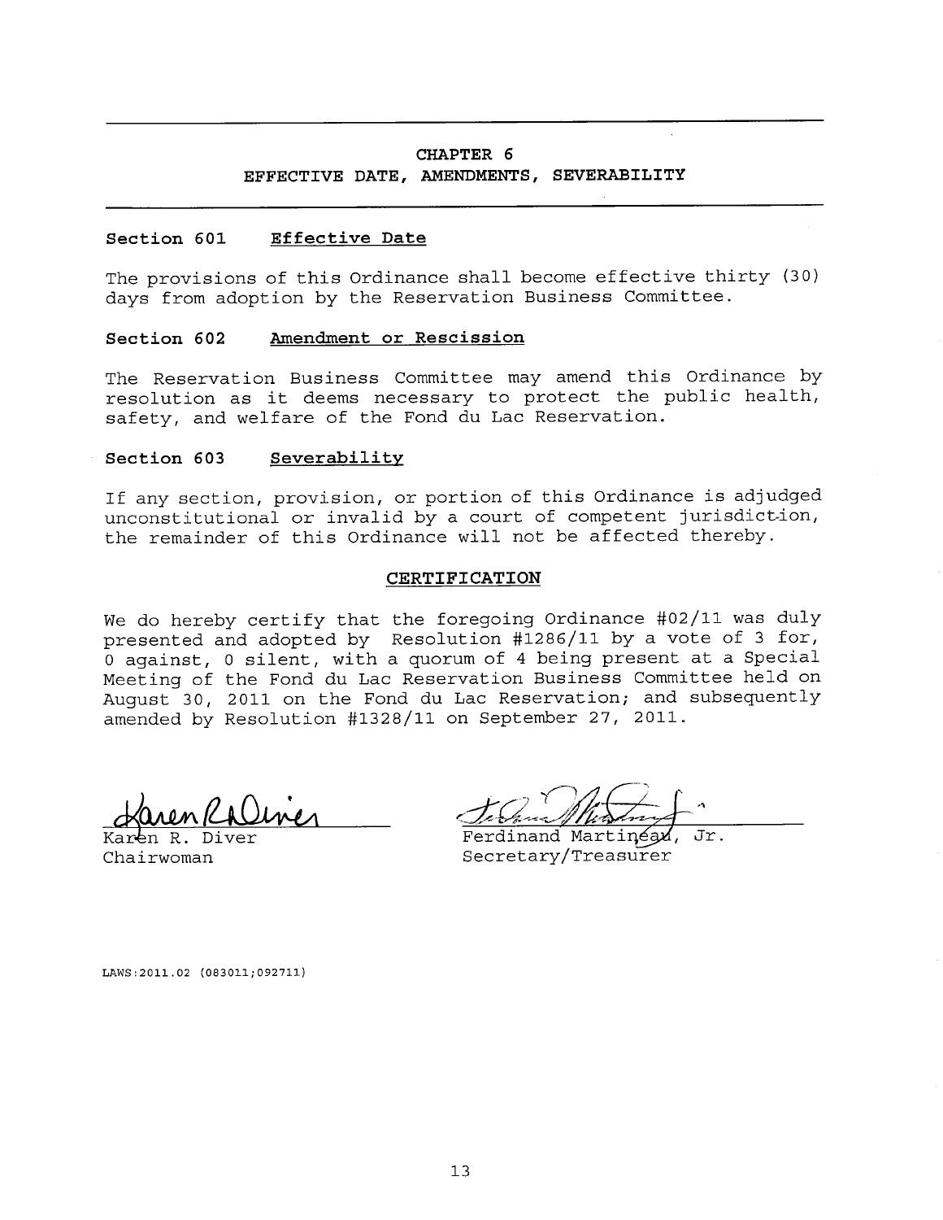## CHAPTER 6
## EFFECTIVE DATE, AMENDMENTS, SEVERABILITY

### Section 601 Effective Date

The provisions of this Ordinance shall become effective thirty (30) days from adoption by the Reservation Business Committee.

### Section 602 Amendment or Rescission

The Reservation Business Committee may amend this Ordinance by resolution as it deems necessary to protect the public health, safety, and welfare of the Fond du Lac Reservation.

### Section 603 Severability

If any section, provision, or portion of this Ordinance is adjudged unconstitutional or invalid by a court of competent jurisdiction, the remainder of this Ordinance will not be affected thereby.

### CERTIFICATION

We do hereby certify that the foregoing Ordinance #02/11 was duly presented and adopted by Resolution #1286/11 by a vote of 3 for, 0 against, 0 silent, with a quorum of 4 being present at a Special Meeting of the Fond du Lac Reservation Business Committee held on August 30, 2011 on the Fond du Lac Reservation; and subsequently amended by Resolution #1328/11 on September 27, 2011.

Karen R. Diver
Chairwoman

Ferdinand Martineau, Jr.
Secretary/Treasurer

LAWS:2011.02 (083011;092711)